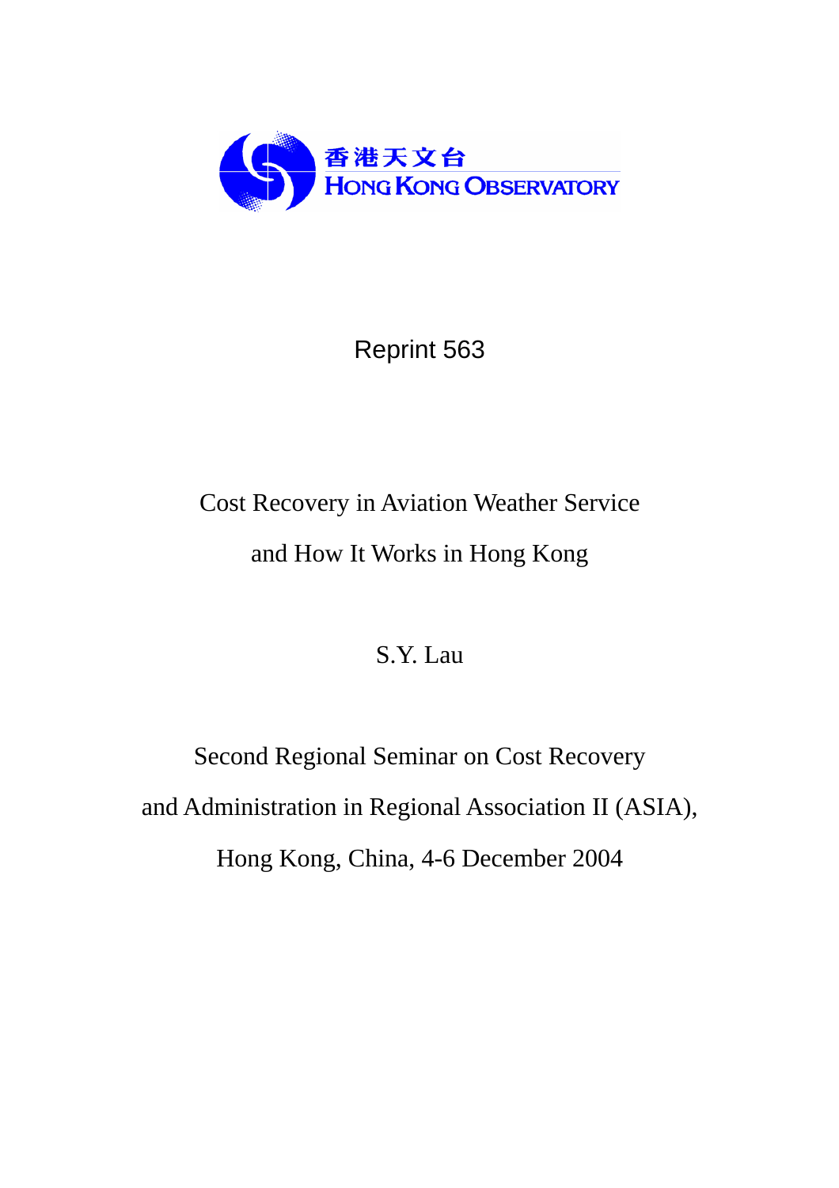香港天文台
HONG KONG OBSERVATORY

Reprint 563

# Cost Recovery in Aviation Weather Service and How It Works in Hong Kong

S.Y. Lau

Second Regional Seminar on Cost Recovery and Administration in Regional Association II (ASIA), Hong Kong, China, 4-6 December 2004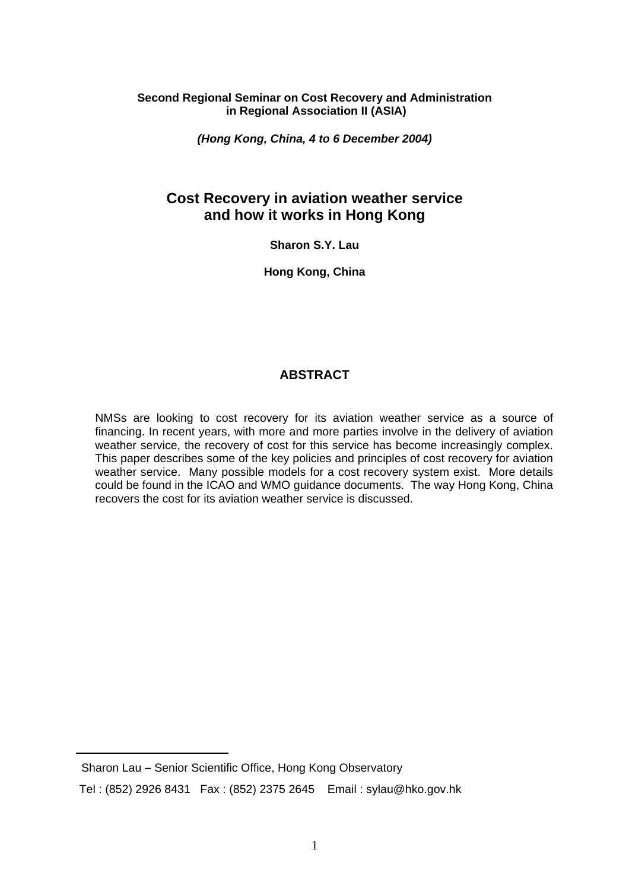**Second Regional Seminar on Cost Recovery and Administration in Regional Association II (ASIA)**

***(Hong Kong, China, 4 to 6 December 2004)***

# Cost Recovery in aviation weather service and how it works in Hong Kong

**Sharon S.Y. Lau**

**Hong Kong, China**

## ABSTRACT

NMSs are looking to cost recovery for its aviation weather service as a source of financing. In recent years, with more and more parties involve in the delivery of aviation weather service, the recovery of cost for this service has become increasingly complex. This paper describes some of the key policies and principles of cost recovery for aviation weather service. Many possible models for a cost recovery system exist. More details could be found in the ICAO and WMO guidance documents. The way Hong Kong, China recovers the cost for its aviation weather service is discussed.

---

Sharon Lau **–** Senior Scientific Office, Hong Kong Observatory

Tel : (852) 2926 8431 Fax : (852) 2375 2645 Email : sylau@hko.gov.hk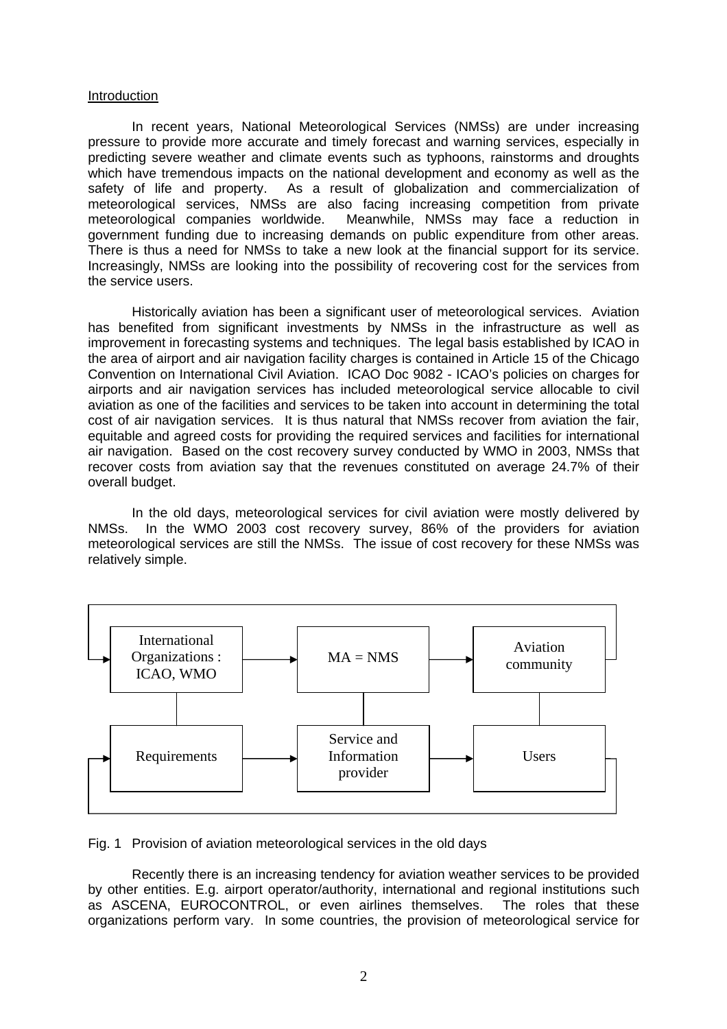Introduction

In recent years, National Meteorological Services (NMSs) are under increasing pressure to provide more accurate and timely forecast and warning services, especially in predicting severe weather and climate events such as typhoons, rainstorms and droughts which have tremendous impacts on the national development and economy as well as the safety of life and property. As a result of globalization and commercialization of meteorological services, NMSs are also facing increasing competition from private meteorological companies worldwide. Meanwhile, NMSs may face a reduction in government funding due to increasing demands on public expenditure from other areas. There is thus a need for NMSs to take a new look at the financial support for its service. Increasingly, NMSs are looking into the possibility of recovering cost for the services from the service users.

Historically aviation has been a significant user of meteorological services. Aviation has benefited from significant investments by NMSs in the infrastructure as well as improvement in forecasting systems and techniques. The legal basis established by ICAO in the area of airport and air navigation facility charges is contained in Article 15 of the Chicago Convention on International Civil Aviation. ICAO Doc 9082 - ICAO's policies on charges for airports and air navigation services has included meteorological service allocable to civil aviation as one of the facilities and services to be taken into account in determining the total cost of air navigation services. It is thus natural that NMSs recover from aviation the fair, equitable and agreed costs for providing the required services and facilities for international air navigation. Based on the cost recovery survey conducted by WMO in 2003, NMSs that recover costs from aviation say that the revenues constituted on average 24.7% of their overall budget.

In the old days, meteorological services for civil aviation were mostly delivered by NMSs. In the WMO 2003 cost recovery survey, 86% of the providers for aviation meteorological services are still the NMSs. The issue of cost recovery for these NMSs was relatively simple.

International Organizations : ICAO, WMO → MA = NMS → Aviation community

Requirements → Service and Information provider → Users

Fig. 1 Provision of aviation meteorological services in the old days

Recently there is an increasing tendency for aviation weather services to be provided by other entities. E.g. airport operator/authority, international and regional institutions such as ASCENA, EUROCONTROL, or even airlines themselves. The roles that these organizations perform vary. In some countries, the provision of meteorological service for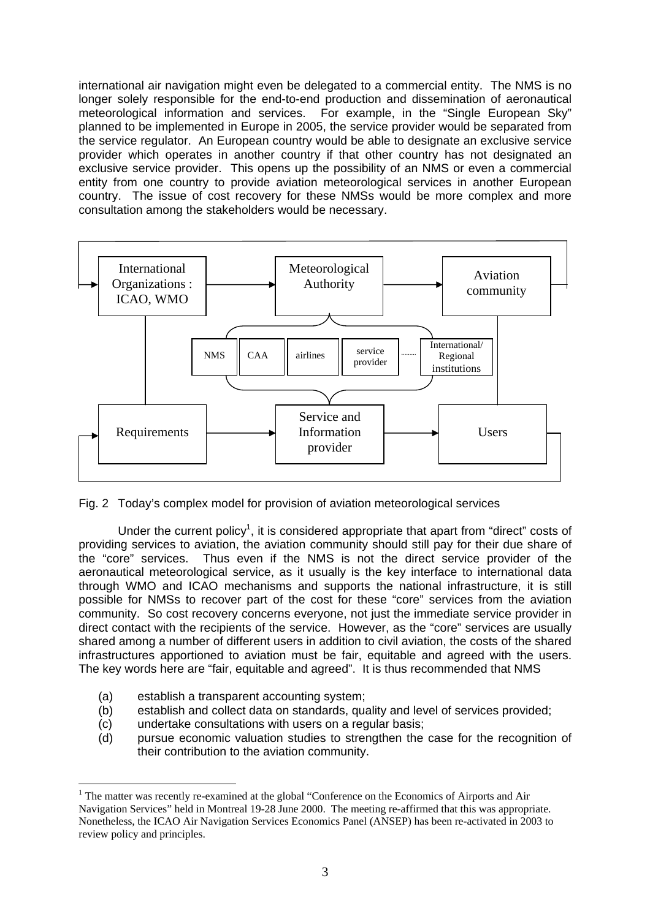international air navigation might even be delegated to a commercial entity. The NMS is no longer solely responsible for the end-to-end production and dissemination of aeronautical meteorological information and services. For example, in the "Single European Sky" planned to be implemented in Europe in 2005, the service provider would be separated from the service regulator. An European country would be able to designate an exclusive service provider which operates in another country if that other country has not designated an exclusive service provider. This opens up the possibility of an NMS or even a commercial entity from one country to provide aviation meteorological services in another European country. The issue of cost recovery for these NMSs would be more complex and more consultation among the stakeholders would be necessary.

Fig. 2 Today's complex model for provision of aviation meteorological services

Under the current policy[1], it is considered appropriate that apart from "direct" costs of providing services to aviation, the aviation community should still pay for their due share of the "core" services. Thus even if the NMS is not the direct service provider of the aeronautical meteorological service, as it usually is the key interface to international data through WMO and ICAO mechanisms and supports the national infrastructure, it is still possible for NMSs to recover part of the cost for these "core" services from the aviation community. So cost recovery concerns everyone, not just the immediate service provider in direct contact with the recipients of the service. However, as the "core" services are usually shared among a number of different users in addition to civil aviation, the costs of the shared infrastructures apportioned to aviation must be fair, equitable and agreed with the users. The key words here are "fair, equitable and agreed". It is thus recommended that NMS

(a) establish a transparent accounting system;
(b) establish and collect data on standards, quality and level of services provided;
(c) undertake consultations with users on a regular basis;
(d) pursue economic valuation studies to strengthen the case for the recognition of their contribution to the aviation community.

[1] The matter was recently re-examined at the global "Conference on the Economics of Airports and Air Navigation Services" held in Montreal 19-28 June 2000. The meeting re-affirmed that this was appropriate. Nonetheless, the ICAO Air Navigation Services Economics Panel (ANSEP) has been re-activated in 2003 to review policy and principles.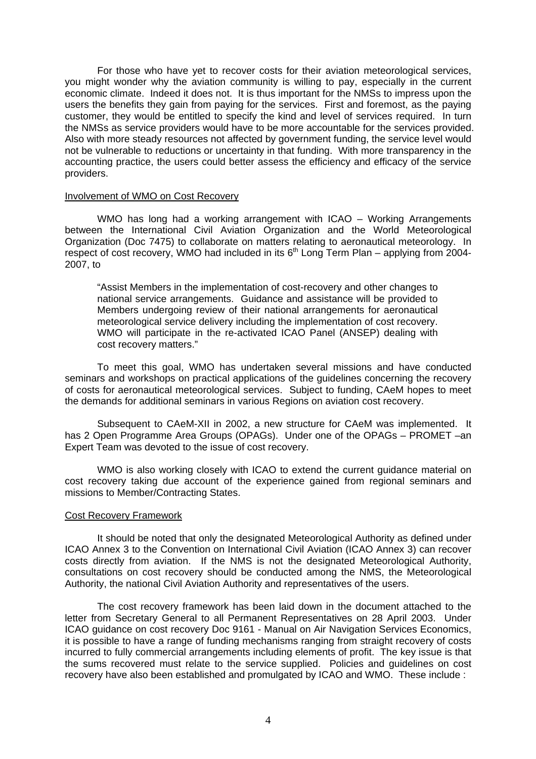For those who have yet to recover costs for their aviation meteorological services, you might wonder why the aviation community is willing to pay, especially in the current economic climate. Indeed it does not. It is thus important for the NMSs to impress upon the users the benefits they gain from paying for the services. First and foremost, as the paying customer, they would be entitled to specify the kind and level of services required. In turn the NMSs as service providers would have to be more accountable for the services provided. Also with more steady resources not affected by government funding, the service level would not be vulnerable to reductions or uncertainty in that funding. With more transparency in the accounting practice, the users could better assess the efficiency and efficacy of the service providers.

<u>Involvement of WMO on Cost Recovery</u>

WMO has long had a working arrangement with ICAO – Working Arrangements between the International Civil Aviation Organization and the World Meteorological Organization (Doc 7475) to collaborate on matters relating to aeronautical meteorology. In respect of cost recovery, WMO had included in its 6th Long Term Plan – applying from 2004-2007, to

> "Assist Members in the implementation of cost-recovery and other changes to national service arrangements. Guidance and assistance will be provided to Members undergoing review of their national arrangements for aeronautical meteorological service delivery including the implementation of cost recovery. WMO will participate in the re-activated ICAO Panel (ANSEP) dealing with cost recovery matters."

To meet this goal, WMO has undertaken several missions and have conducted seminars and workshops on practical applications of the guidelines concerning the recovery of costs for aeronautical meteorological services. Subject to funding, CAeM hopes to meet the demands for additional seminars in various Regions on aviation cost recovery.

Subsequent to CAeM-XII in 2002, a new structure for CAeM was implemented. It has 2 Open Programme Area Groups (OPAGs). Under one of the OPAGs – PROMET –an Expert Team was devoted to the issue of cost recovery.

WMO is also working closely with ICAO to extend the current guidance material on cost recovery taking due account of the experience gained from regional seminars and missions to Member/Contracting States.

<u>Cost Recovery Framework</u>

It should be noted that only the designated Meteorological Authority as defined under ICAO Annex 3 to the Convention on International Civil Aviation (ICAO Annex 3) can recover costs directly from aviation. If the NMS is not the designated Meteorological Authority, consultations on cost recovery should be conducted among the NMS, the Meteorological Authority, the national Civil Aviation Authority and representatives of the users.

The cost recovery framework has been laid down in the document attached to the letter from Secretary General to all Permanent Representatives on 28 April 2003. Under ICAO guidance on cost recovery Doc 9161 - Manual on Air Navigation Services Economics, it is possible to have a range of funding mechanisms ranging from straight recovery of costs incurred to fully commercial arrangements including elements of profit. The key issue is that the sums recovered must relate to the service supplied. Policies and guidelines on cost recovery have also been established and promulgated by ICAO and WMO. These include :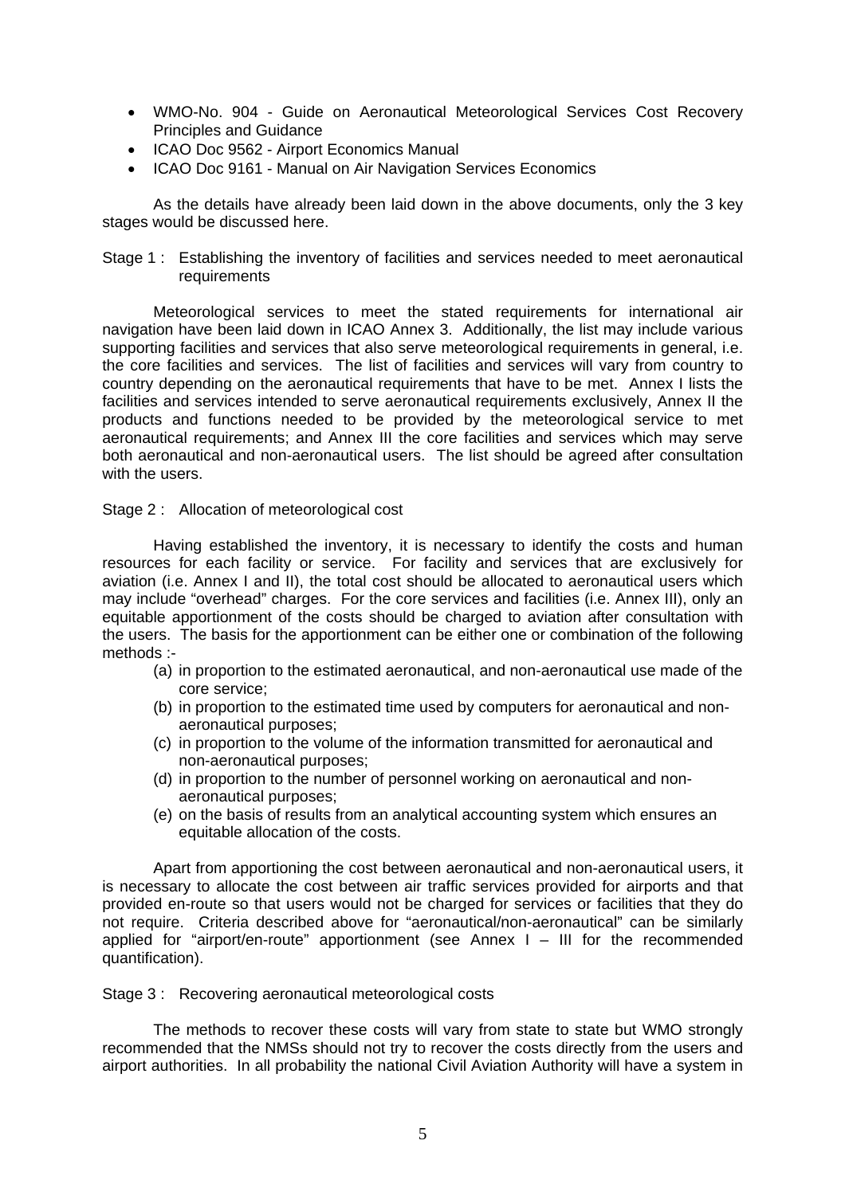- WMO-No. 904 - Guide on Aeronautical Meteorological Services Cost Recovery Principles and Guidance
- ICAO Doc 9562 - Airport Economics Manual
- ICAO Doc 9161 - Manual on Air Navigation Services Economics

As the details have already been laid down in the above documents, only the 3 key stages would be discussed here.

Stage 1 : Establishing the inventory of facilities and services needed to meet aeronautical requirements

Meteorological services to meet the stated requirements for international air navigation have been laid down in ICAO Annex 3. Additionally, the list may include various supporting facilities and services that also serve meteorological requirements in general, i.e. the core facilities and services. The list of facilities and services will vary from country to country depending on the aeronautical requirements that have to be met. Annex I lists the facilities and services intended to serve aeronautical requirements exclusively, Annex II the products and functions needed to be provided by the meteorological service to met aeronautical requirements; and Annex III the core facilities and services which may serve both aeronautical and non-aeronautical users. The list should be agreed after consultation with the users.

Stage 2 : Allocation of meteorological cost

Having established the inventory, it is necessary to identify the costs and human resources for each facility or service. For facility and services that are exclusively for aviation (i.e. Annex I and II), the total cost should be allocated to aeronautical users which may include "overhead" charges. For the core services and facilities (i.e. Annex III), only an equitable apportionment of the costs should be charged to aviation after consultation with the users. The basis for the apportionment can be either one or combination of the following methods :-

(a) in proportion to the estimated aeronautical, and non-aeronautical use made of the core service;
(b) in proportion to the estimated time used by computers for aeronautical and non-aeronautical purposes;
(c) in proportion to the volume of the information transmitted for aeronautical and non-aeronautical purposes;
(d) in proportion to the number of personnel working on aeronautical and non-aeronautical purposes;
(e) on the basis of results from an analytical accounting system which ensures an equitable allocation of the costs.

Apart from apportioning the cost between aeronautical and non-aeronautical users, it is necessary to allocate the cost between air traffic services provided for airports and that provided en-route so that users would not be charged for services or facilities that they do not require. Criteria described above for "aeronautical/non-aeronautical" can be similarly applied for "airport/en-route" apportionment (see Annex I – III for the recommended quantification).

Stage 3 : Recovering aeronautical meteorological costs

The methods to recover these costs will vary from state to state but WMO strongly recommended that the NMSs should not try to recover the costs directly from the users and airport authorities. In all probability the national Civil Aviation Authority will have a system in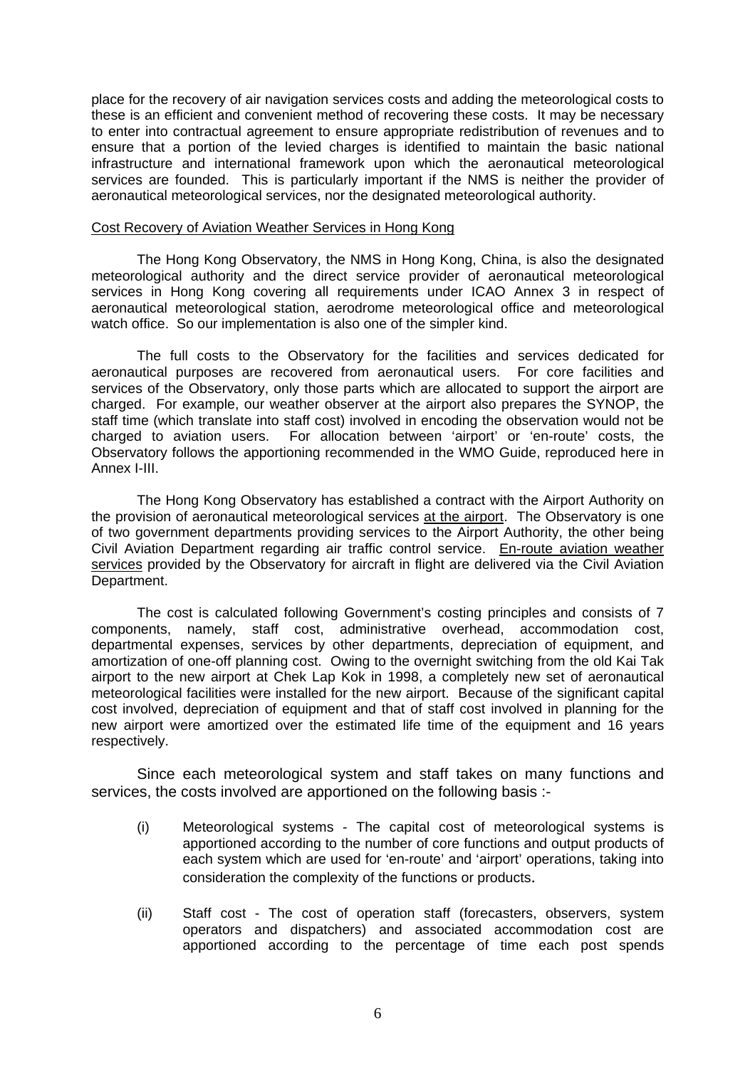place for the recovery of air navigation services costs and adding the meteorological costs to these is an efficient and convenient method of recovering these costs. It may be necessary to enter into contractual agreement to ensure appropriate redistribution of revenues and to ensure that a portion of the levied charges is identified to maintain the basic national infrastructure and international framework upon which the aeronautical meteorological services are founded. This is particularly important if the NMS is neither the provider of aeronautical meteorological services, nor the designated meteorological authority.

Cost Recovery of Aviation Weather Services in Hong Kong

The Hong Kong Observatory, the NMS in Hong Kong, China, is also the designated meteorological authority and the direct service provider of aeronautical meteorological services in Hong Kong covering all requirements under ICAO Annex 3 in respect of aeronautical meteorological station, aerodrome meteorological office and meteorological watch office. So our implementation is also one of the simpler kind.

The full costs to the Observatory for the facilities and services dedicated for aeronautical purposes are recovered from aeronautical users. For core facilities and services of the Observatory, only those parts which are allocated to support the airport are charged. For example, our weather observer at the airport also prepares the SYNOP, the staff time (which translate into staff cost) involved in encoding the observation would not be charged to aviation users. For allocation between 'airport' or 'en-route' costs, the Observatory follows the apportioning recommended in the WMO Guide, reproduced here in Annex I-III.

The Hong Kong Observatory has established a contract with the Airport Authority on the provision of aeronautical meteorological services at the airport. The Observatory is one of two government departments providing services to the Airport Authority, the other being Civil Aviation Department regarding air traffic control service. En-route aviation weather services provided by the Observatory for aircraft in flight are delivered via the Civil Aviation Department.

The cost is calculated following Government's costing principles and consists of 7 components, namely, staff cost, administrative overhead, accommodation cost, departmental expenses, services by other departments, depreciation of equipment, and amortization of one-off planning cost. Owing to the overnight switching from the old Kai Tak airport to the new airport at Chek Lap Kok in 1998, a completely new set of aeronautical meteorological facilities were installed for the new airport. Because of the significant capital cost involved, depreciation of equipment and that of staff cost involved in planning for the new airport were amortized over the estimated life time of the equipment and 16 years respectively.

Since each meteorological system and staff takes on many functions and services, the costs involved are apportioned on the following basis :-

(i) Meteorological systems - The capital cost of meteorological systems is apportioned according to the number of core functions and output products of each system which are used for 'en-route' and 'airport' operations, taking into consideration the complexity of the functions or products.

(ii) Staff cost - The cost of operation staff (forecasters, observers, system operators and dispatchers) and associated accommodation cost are apportioned according to the percentage of time each post spends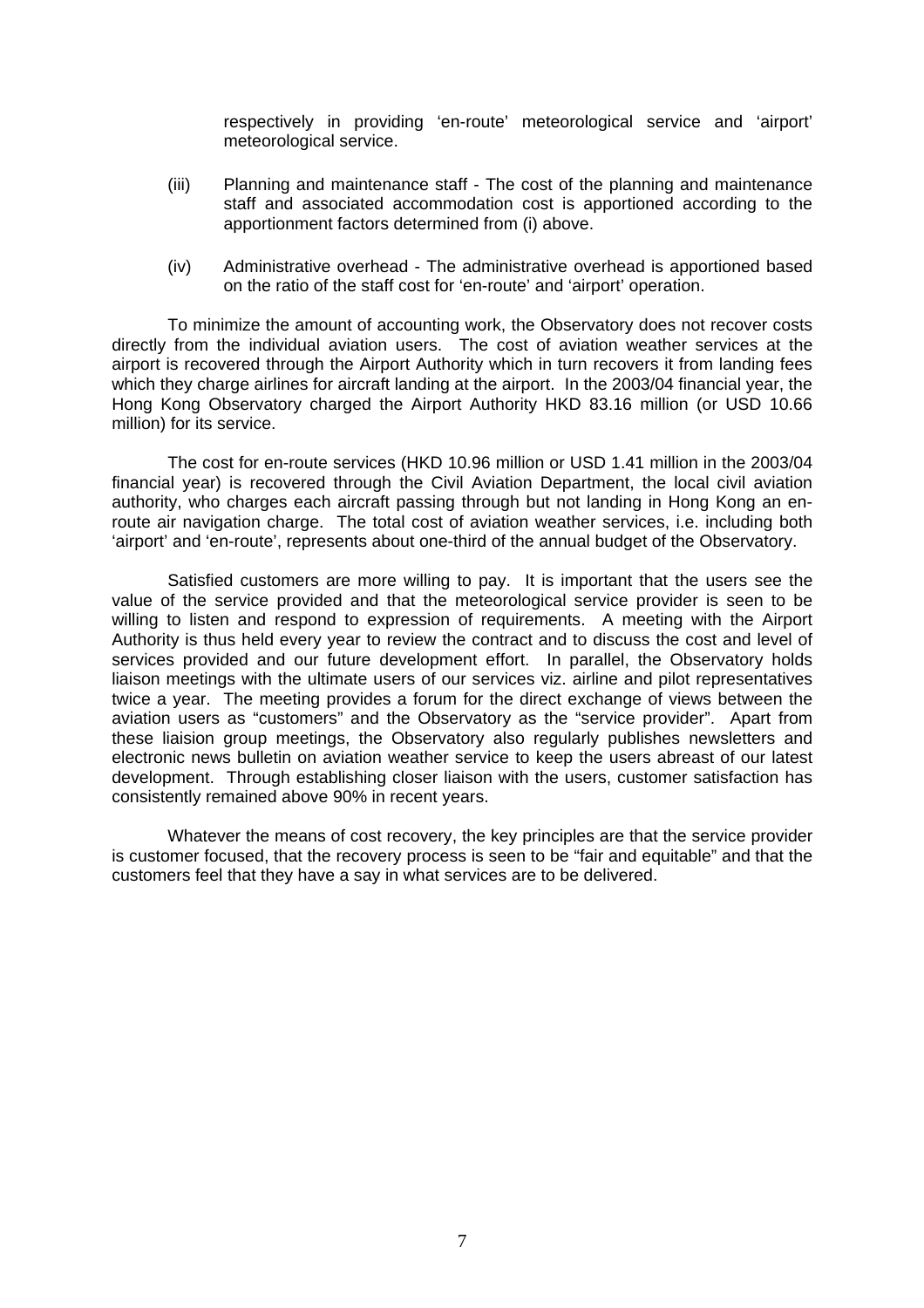respectively in providing 'en-route' meteorological service and 'airport' meteorological service.

(iii) Planning and maintenance staff - The cost of the planning and maintenance staff and associated accommodation cost is apportioned according to the apportionment factors determined from (i) above.

(iv) Administrative overhead - The administrative overhead is apportioned based on the ratio of the staff cost for 'en-route' and 'airport' operation.

To minimize the amount of accounting work, the Observatory does not recover costs directly from the individual aviation users. The cost of aviation weather services at the airport is recovered through the Airport Authority which in turn recovers it from landing fees which they charge airlines for aircraft landing at the airport. In the 2003/04 financial year, the Hong Kong Observatory charged the Airport Authority HKD 83.16 million (or USD 10.66 million) for its service.

The cost for en-route services (HKD 10.96 million or USD 1.41 million in the 2003/04 financial year) is recovered through the Civil Aviation Department, the local civil aviation authority, who charges each aircraft passing through but not landing in Hong Kong an en-route air navigation charge. The total cost of aviation weather services, i.e. including both 'airport' and 'en-route', represents about one-third of the annual budget of the Observatory.

Satisfied customers are more willing to pay. It is important that the users see the value of the service provided and that the meteorological service provider is seen to be willing to listen and respond to expression of requirements. A meeting with the Airport Authority is thus held every year to review the contract and to discuss the cost and level of services provided and our future development effort. In parallel, the Observatory holds liaison meetings with the ultimate users of our services viz. airline and pilot representatives twice a year. The meeting provides a forum for the direct exchange of views between the aviation users as "customers" and the Observatory as the "service provider". Apart from these liaision group meetings, the Observatory also regularly publishes newsletters and electronic news bulletin on aviation weather service to keep the users abreast of our latest development. Through establishing closer liaison with the users, customer satisfaction has consistently remained above 90% in recent years.

Whatever the means of cost recovery, the key principles are that the service provider is customer focused, that the recovery process is seen to be "fair and equitable" and that the customers feel that they have a say in what services are to be delivered.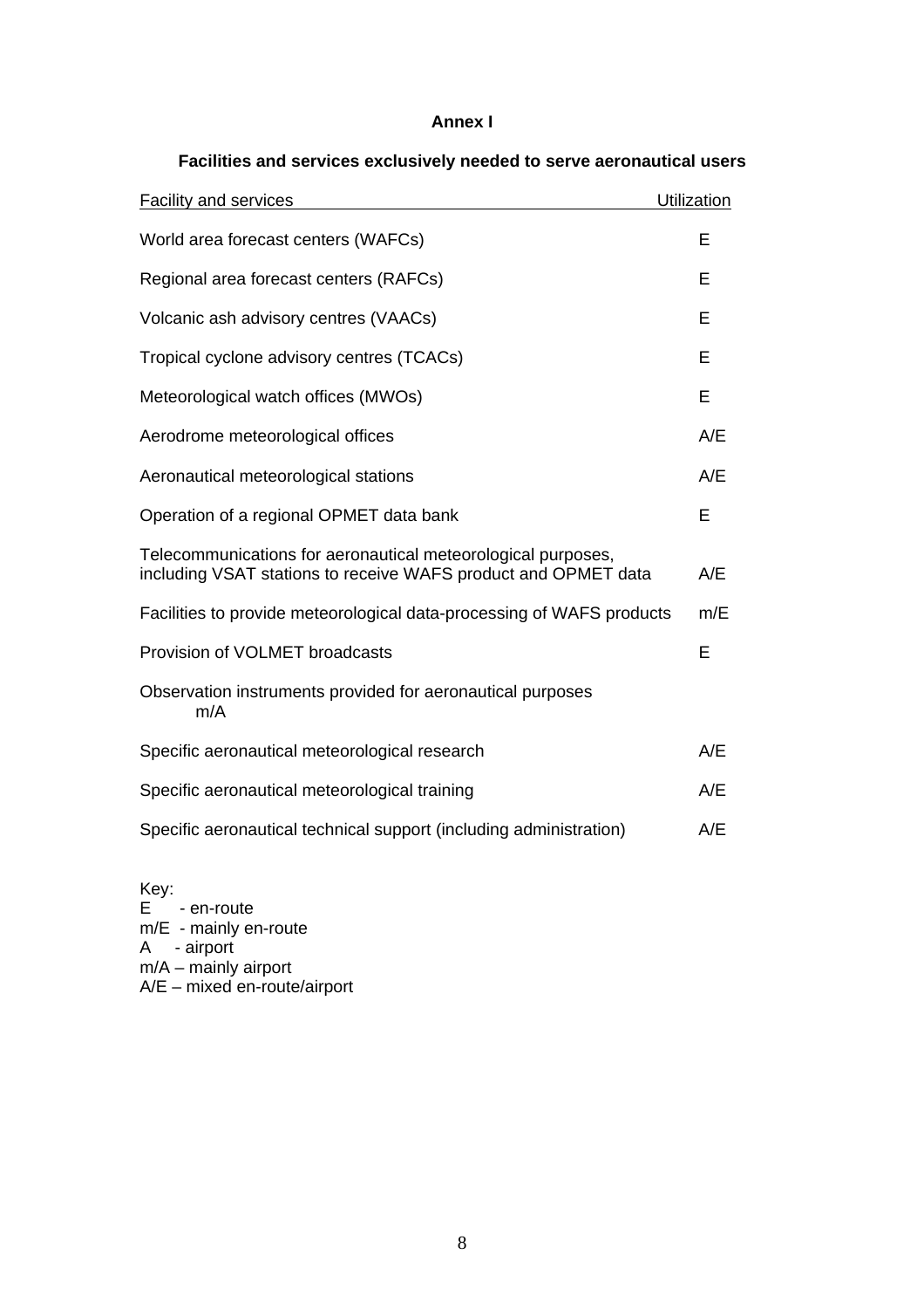**Annex I**

**Facilities and services exclusively needed to serve aeronautical users**

| Facility and services | Utilization |
|---|---|
| World area forecast centers (WAFCs) | E |
| Regional area forecast centers (RAFCs) | E |
| Volcanic ash advisory centres (VAACs) | E |
| Tropical cyclone advisory centres (TCACs) | E |
| Meteorological watch offices (MWOs) | E |
| Aerodrome meteorological offices | A/E |
| Aeronautical meteorological stations | A/E |
| Operation of a regional OPMET data bank | E |
| Telecommunications for aeronautical meteorological purposes, including VSAT stations to receive WAFS product and OPMET data | A/E |
| Facilities to provide meteorological data-processing of WAFS products | m/E |
| Provision of VOLMET broadcasts | E |
| Observation instruments provided for aeronautical purposes | m/A |
| Specific aeronautical meteorological research | A/E |
| Specific aeronautical meteorological training | A/E |
| Specific aeronautical technical support (including administration) | A/E |

Key:
E - en-route
m/E - mainly en-route
A - airport
m/A – mainly airport
A/E – mixed en-route/airport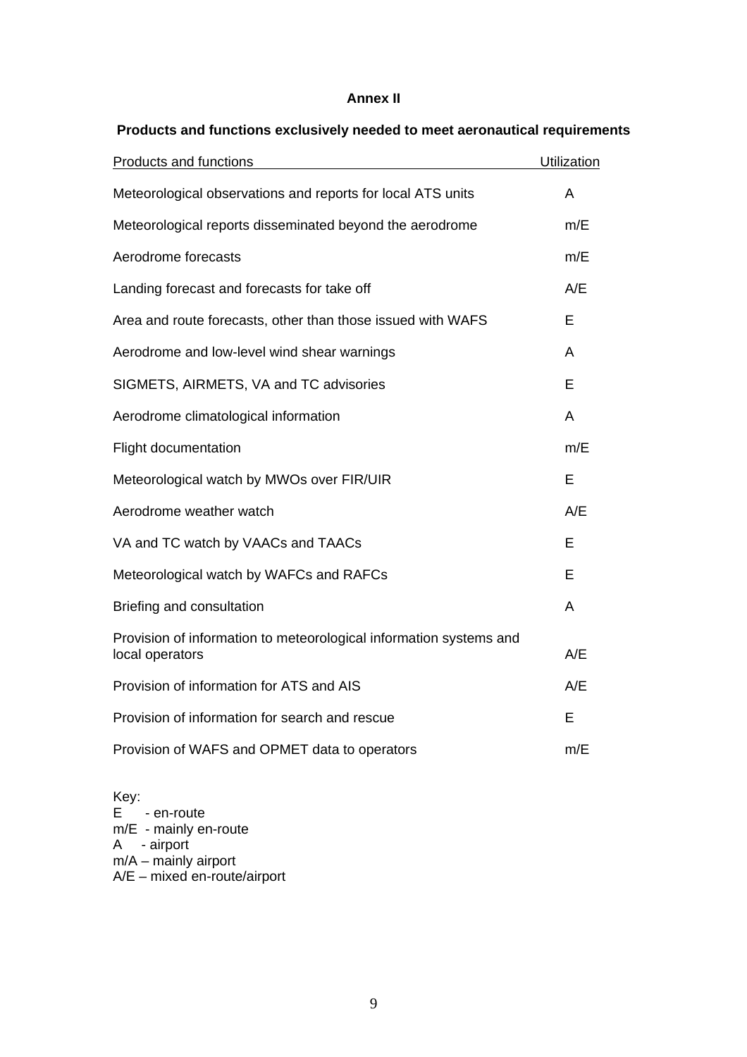# Annex II

## Products and functions exclusively needed to meet aeronautical requirements

| Products and functions | Utilization |
|---|---|
| Meteorological observations and reports for local ATS units | A |
| Meteorological reports disseminated beyond the aerodrome | m/E |
| Aerodrome forecasts | m/E |
| Landing forecast and forecasts for take off | A/E |
| Area and route forecasts, other than those issued with WAFS | E |
| Aerodrome and low-level wind shear warnings | A |
| SIGMETS, AIRMETS, VA and TC advisories | E |
| Aerodrome climatological information | A |
| Flight documentation | m/E |
| Meteorological watch by MWOs over FIR/UIR | E |
| Aerodrome weather watch | A/E |
| VA and TC watch by VAACs and TAACs | E |
| Meteorological watch by WAFCs and RAFCs | E |
| Briefing and consultation | A |
| Provision of information to meteorological information systems and local operators | A/E |
| Provision of information for ATS and AIS | A/E |
| Provision of information for search and rescue | E |
| Provision of WAFS and OPMET data to operators | m/E |

Key:
E - en-route
m/E - mainly en-route
A - airport
m/A – mainly airport
A/E – mixed en-route/airport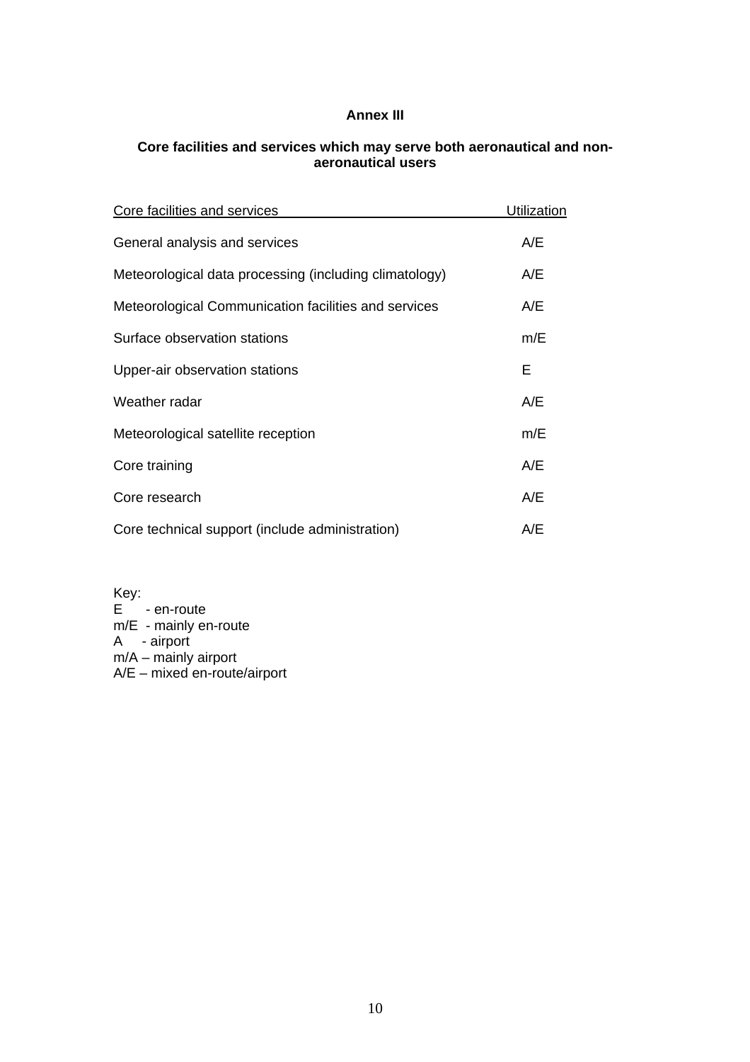**Annex III**

**Core facilities and services which may serve both aeronautical and non-aeronautical users**

| Core facilities and services | Utilization |
|---|---|
| General analysis and services | A/E |
| Meteorological data processing (including climatology) | A/E |
| Meteorological Communication facilities and services | A/E |
| Surface observation stations | m/E |
| Upper-air observation stations | E |
| Weather radar | A/E |
| Meteorological satellite reception | m/E |
| Core training | A/E |
| Core research | A/E |
| Core technical support (include administration) | A/E |

Key:
E - en-route
m/E - mainly en-route
A - airport
m/A – mainly airport
A/E – mixed en-route/airport